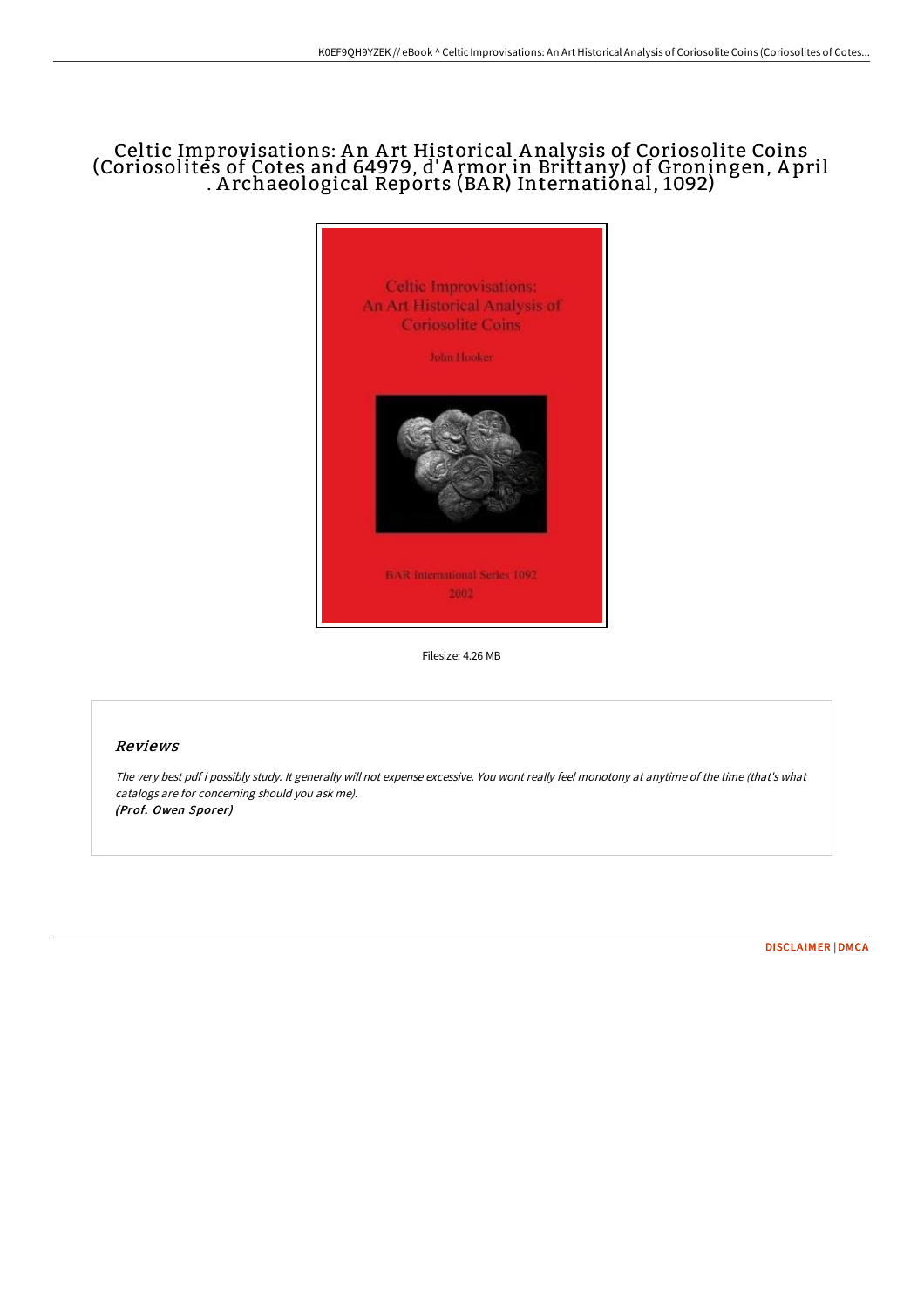# Celtic Improvisations: An Art Historical Analysis of Coriosolite Coins (Coriosolites of Cotes and 64979, d'Armor in Brittany) of Groningen, April . Archaeological Reports (BAR) International, 1092)

Filesize: 4.26 MB

## Reviews

*The very best pdf i possibly study. It generally will not expense excessive. You wont really feel monotony at anytime of the time (that's what catalogs are for concerning should you ask me).*
*(Prof. Owen Sporer)*

DISCLAIMER | DMCA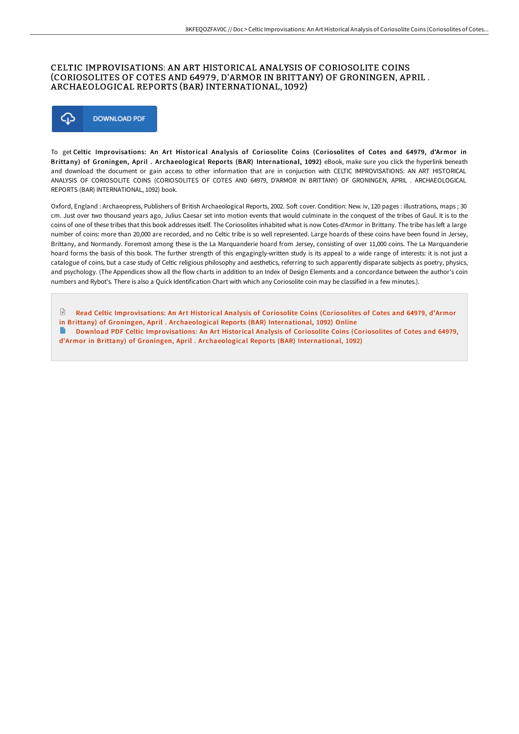# CELTIC IMPROVISATIONS: AN ART HISTORICAL ANALYSIS OF CORIOSOLITE COINS (CORIOSOLITES OF COTES AND 64979, D'ARMOR IN BRITTANY) OF GRONINGEN, APRIL . ARCHAEOLOGICAL REPORTS (BAR) INTERNATIONAL, 1092)

DOWNLOAD PDF

To get **Celtic Improvisations: An Art Historical Analysis of Coriosolite Coins (Coriosolites of Cotes and 64979, d'Armor in Brittany) of Groningen, April . Archaeological Reports (BAR) International, 1092)** eBook, make sure you click the hyperlink beneath and download the document or gain access to other information that are in conjuction with CELTIC IMPROVISATIONS: AN ART HISTORICAL ANALYSIS OF CORIOSOLITE COINS (CORIOSOLITES OF COTES AND 64979, D'ARMOR IN BRITTANY) OF GRONINGEN, APRIL . ARCHAEOLOGICAL REPORTS (BAR) INTERNATIONAL, 1092) book.

Oxford, England : Archaeopress, Publishers of British Archaeological Reports, 2002. Soft cover. Condition: New. iv, 120 pages : illustrations, maps ; 30 cm. Just over two thousand years ago, Julius Caesar set into motion events that would culminate in the conquest of the tribes of Gaul. It is to the coins of one of these tribes that this book addresses itself. The Coriosolites inhabited what is now Cotes-d'Armor in Brittany. The tribe has left a large number of coins: more than 20,000 are recorded, and no Celtic tribe is so well represented. Large hoards of these coins have been found in Jersey, Brittany, and Normandy. Foremost among these is the La Marquanderie hoard from Jersey, consisting of over 11,000 coins. The La Marquanderie hoard forms the basis of this book. The further strength of this engagingly-written study is its appeal to a wide range of interests: it is not just a catalogue of coins, but a case study of Celtic religious philosophy and aesthetics, referring to such apparently disparate subjects as poetry, physics, and psychology. (The Appendices show all the flow charts in addition to an Index of Design Elements and a concordance between the author's coin numbers and Rybot's. There is also a Quick Identification Chart with which any Coriosolite coin may be classified in a few minutes.).

Read Celtic Improvisations: An Art Historical Analysis of Coriosolite Coins (Coriosolites of Cotes and 64979, d'Armor in Brittany) of Groningen, April . Archaeological Reports (BAR) International, 1092) Online

Download PDF Celtic Improvisations: An Art Historical Analysis of Coriosolite Coins (Coriosolites of Cotes and 64979, d'Armor in Brittany) of Groningen, April . Archaeological Reports (BAR) International, 1092)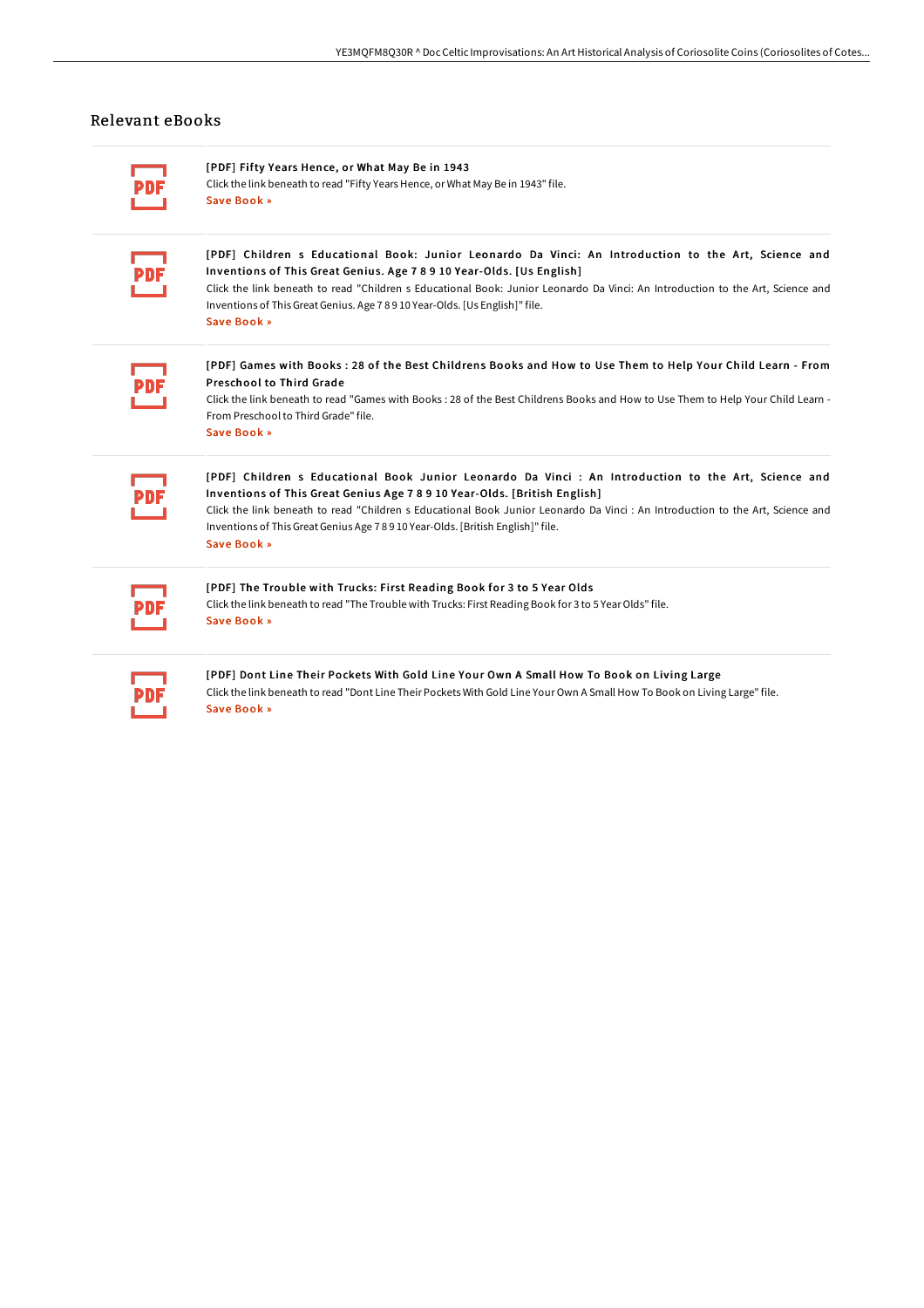## Relevant eBooks

**[PDF] Fifty Years Hence, or What May Be in 1943**

Click the link beneath to read "Fifty Years Hence, or What May Be in 1943" file.

Save Book »

**[PDF] Children s Educational Book: Junior Leonardo Da Vinci: An Introduction to the Art, Science and Inventions of This Great Genius. Age 7 8 9 10 Year-Olds. [Us English]**

Click the link beneath to read "Children s Educational Book: Junior Leonardo Da Vinci: An Introduction to the Art, Science and Inventions of This Great Genius. Age 7 8 9 10 Year-Olds. [Us English]" file.

Save Book »

**[PDF] Games with Books : 28 of the Best Childrens Books and How to Use Them to Help Your Child Learn - From Preschool to Third Grade**

Click the link beneath to read "Games with Books : 28 of the Best Childrens Books and How to Use Them to Help Your Child Learn - From Preschool to Third Grade" file.

Save Book »

**[PDF] Children s Educational Book Junior Leonardo Da Vinci : An Introduction to the Art, Science and Inventions of This Great Genius Age 7 8 9 10 Year-Olds. [British English]**

Click the link beneath to read "Children s Educational Book Junior Leonardo Da Vinci : An Introduction to the Art, Science and Inventions of This Great Genius Age 7 8 9 10 Year-Olds. [British English]" file.

Save Book »

**[PDF] The Trouble with Trucks: First Reading Book for 3 to 5 Year Olds**

Click the link beneath to read "The Trouble with Trucks: First Reading Book for 3 to 5 Year Olds" file.

Save Book »

**[PDF] Dont Line Their Pockets With Gold Line Your Own A Small How To Book on Living Large**

Click the link beneath to read "Dont Line Their Pockets With Gold Line Your Own A Small How To Book on Living Large" file.

Save Book »